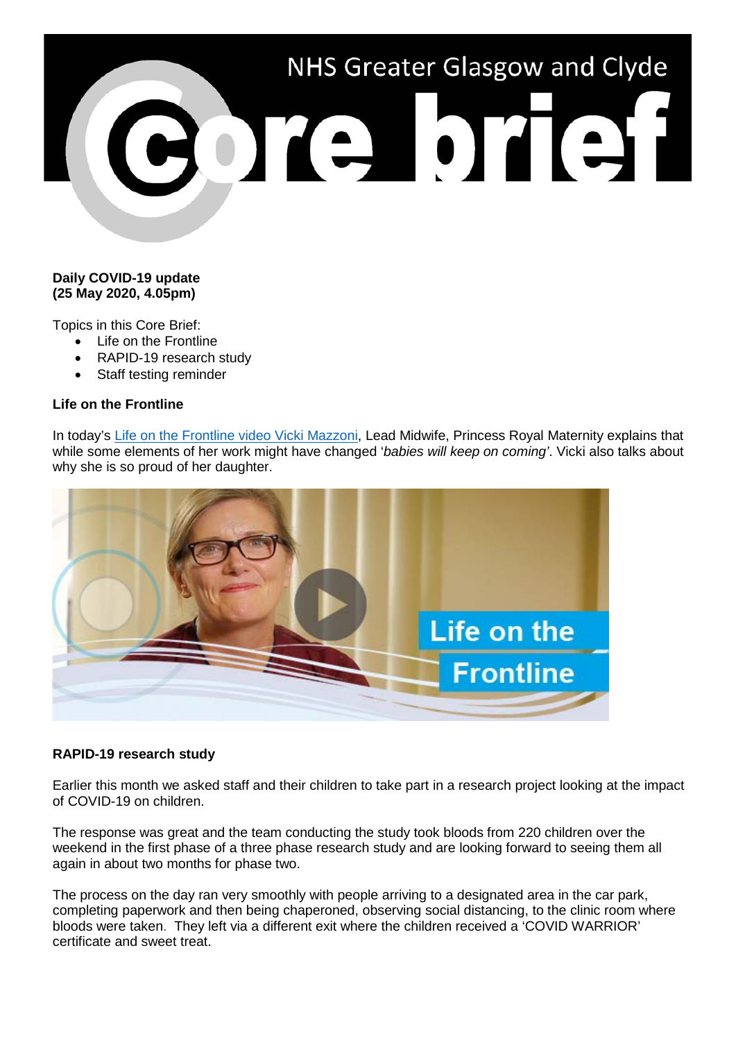# NHS Greater Glasgow and Clyde Core brief

**Daily COVID-19 update**
**(25 May 2020, 4.05pm)**

Topics in this Core Brief:

- Life on the Frontline
- RAPID-19 research study
- Staff testing reminder

**Life on the Frontline**

In today's Life on the Frontline video Vicki Mazzoni, Lead Midwife, Princess Royal Maternity explains that while some elements of her work might have changed '*babies will keep on coming'*. Vicki also talks about why she is so proud of her daughter.

**RAPID-19 research study**

Earlier this month we asked staff and their children to take part in a research project looking at the impact of COVID-19 on children.

The response was great and the team conducting the study took bloods from 220 children over the weekend in the first phase of a three phase research study and are looking forward to seeing them all again in about two months for phase two.

The process on the day ran very smoothly with people arriving to a designated area in the car park, completing paperwork and then being chaperoned, observing social distancing, to the clinic room where bloods were taken. They left via a different exit where the children received a 'COVID WARRIOR' certificate and sweet treat.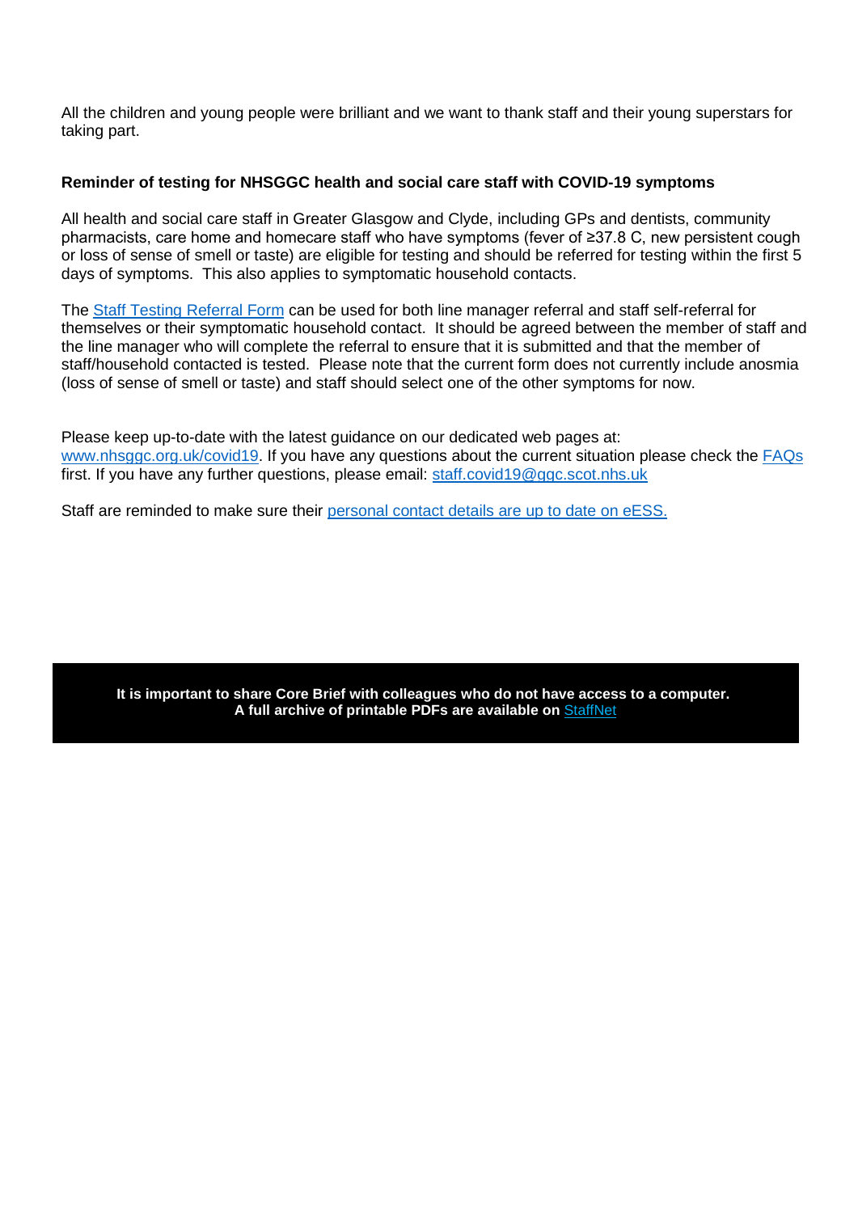All the children and young people were brilliant and we want to thank staff and their young superstars for taking part.

**Reminder of testing for NHSGGC health and social care staff with COVID-19 symptoms**

All health and social care staff in Greater Glasgow and Clyde, including GPs and dentists, community pharmacists, care home and homecare staff who have symptoms (fever of ≥37.8 C, new persistent cough or loss of sense of smell or taste) are eligible for testing and should be referred for testing within the first 5 days of symptoms. This also applies to symptomatic household contacts.

The Staff Testing Referral Form can be used for both line manager referral and staff self-referral for themselves or their symptomatic household contact. It should be agreed between the member of staff and the line manager who will complete the referral to ensure that it is submitted and that the member of staff/household contacted is tested. Please note that the current form does not currently include anosmia (loss of sense of smell or taste) and staff should select one of the other symptoms for now.

Please keep up-to-date with the latest guidance on our dedicated web pages at: www.nhsggc.org.uk/covid19. If you have any questions about the current situation please check the FAQs first. If you have any further questions, please email: staff.covid19@ggc.scot.nhs.uk

Staff are reminded to make sure their personal contact details are up to date on eESS.

**It is important to share Core Brief with colleagues who do not have access to a computer.**
**A full archive of printable PDFs are available on StaffNet**